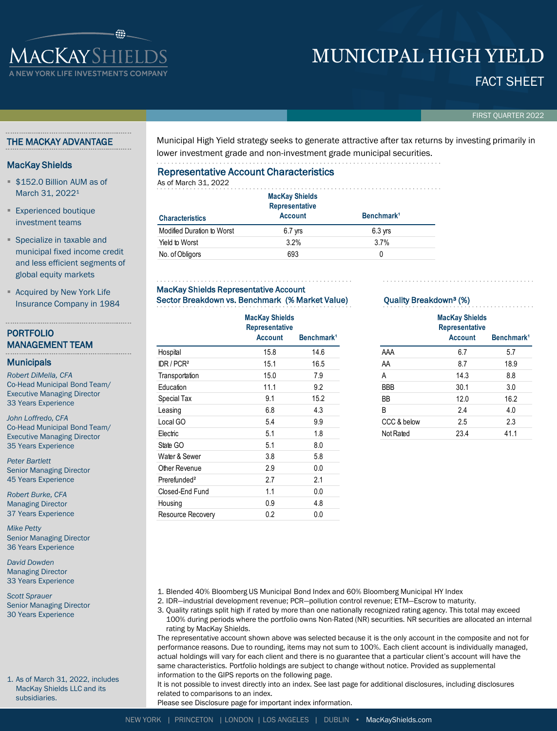# MUNICIPAL HIGH YIELD

## FACT SHEET

FIRST QUARTER 2022

## THE MACKAY ADVANTAGE

### MacKay Shields

- $152.0 Billion AUM as of March 31, 2022[1]
- Experienced boutique investment teams
- Specialize in taxable and municipal fixed income credit and less efficient segments of global equity markets
- Acquired by New York Life Insurance Company in 1984

## PORTFOLIO MANAGEMENT TEAM

### Municipals

*Robert DiMella, CFA*
Co-Head Municipal Bond Team/ Executive Managing Director
33 Years Experience

*John Loffredo, CFA*
Co-Head Municipal Bond Team/ Executive Managing Director
35 Years Experience

*Peter Bartlett*
Senior Managing Director
45 Years Experience

*Robert Burke, CFA*
Managing Director
37 Years Experience

*Mike Petty*
Senior Managing Director
36 Years Experience

*David Dowden*
Managing Director
33 Years Experience

*Scott Sprauer*
Senior Managing Director
30 Years Experience

1. As of March 31, 2022, includes MacKay Shields LLC and its subsidiaries.

Municipal High Yield strategy seeks to generate attractive after tax returns by investing primarily in lower investment grade and non-investment grade municipal securities.

## Representative Account Characteristics

As of March 31, 2022

| Characteristics | MacKay Shields Representative Account | Benchmark[1] |
|---|---|---|
| Modified Duration to Worst | 6.7 yrs | 6.3 yrs |
| Yield to Worst | 3.2% | 3.7% |
| No. of Obligors | 693 | 0 |

## MacKay Shields Representative Account Sector Breakdown vs. Benchmark (% Market Value)

| | MacKay Shields Representative Account | Benchmark[1] |
|---|---|---|
| Hospital | 15.8 | 14.6 |
| IDR / PCR[2] | 15.1 | 16.5 |
| Transportation | 15.0 | 7.9 |
| Education | 11.1 | 9.2 |
| Special Tax | 9.1 | 15.2 |
| Leasing | 6.8 | 4.3 |
| Local GO | 5.4 | 9.9 |
| Electric | 5.1 | 1.8 |
| State GO | 5.1 | 8.0 |
| Water & Sewer | 3.8 | 5.8 |
| Other Revenue | 2.9 | 0.0 |
| Prefunded[2] | 2.7 | 2.1 |
| Closed-End Fund | 1.1 | 0.0 |
| Housing | 0.9 | 4.8 |
| Resource Recovery | 0.2 | 0.0 |

## Quality Breakdown[3] (%)

| | MacKay Shields Representative Account | Benchmark[1] |
|---|---|---|
| AAA | 6.7 | 5.7 |
| AA | 8.7 | 18.9 |
| A | 14.3 | 8.8 |
| BBB | 30.1 | 3.0 |
| BB | 12.0 | 16.2 |
| B | 2.4 | 4.0 |
| CCC & below | 2.5 | 2.3 |
| Not Rated | 23.4 | 41.1 |

1. Blended 40% Bloomberg US Municipal Bond Index and 60% Bloomberg Municipal HY Index
2. IDR—industrial development revenue; PCR—pollution control revenue; ETM—Escrow to maturity.
3. Quality ratings split high if rated by more than one nationally recognized rating agency. This total may exceed 100% during periods where the portfolio owns Non-Rated (NR) securities. NR securities are allocated an internal rating by MacKay Shields.

The representative account shown above was selected because it is the only account in the composite and not for performance reasons. Due to rounding, items may not sum to 100%. Each client account is individually managed, actual holdings will vary for each client and there is no guarantee that a particular client's account will have the same characteristics. Portfolio holdings are subject to change without notice. Provided as supplemental information to the GIPS reports on the following page.

It is not possible to invest directly into an index. See last page for additional disclosures, including disclosures related to comparisons to an index.

Please see Disclosure page for important index information.

NEW YORK | PRINCETON | LONDON | LOS ANGELES | DUBLIN • MacKayShields.com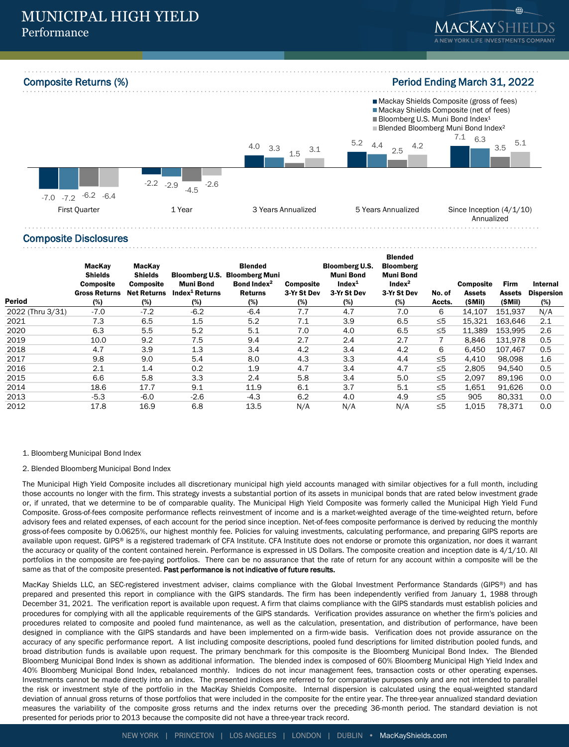# MUNICIPAL HIGH YIELD

Performance

## Composite Returns (%)

Period Ending March 31, 2022

| | Mackay Shields Composite (gross of fees) | Mackay Shields Composite (net of fees) | Bloomberg U.S. Muni Bond Index[1] | Blended Bloomberg Muni Bond Index[2] |
|---|---|---|---|---|
| First Quarter | -7.0 | -7.2 | -6.2 | -6.4 |
| 1 Year | -2.2 | -2.9 | -4.5 | -2.6 |
| 3 Years Annualized | 4.0 | 3.3 | 1.5 | 3.1 |
| 5 Years Annualized | 5.2 | 4.4 | 2.5 | 4.2 |
| Since Inception (4/1/10) Annualized | 7.1 | 6.3 | 3.5 | 5.1 |

## Composite Disclosures

| Period | MacKay Shields Composite Gross Returns (%) | MacKay Shields Composite Net Returns (%) | Bloomberg U.S. Muni Bond Index[1] Returns (%) | Blended Bloomberg Muni Bond Index[2] Returns (%) | Composite 3-Yr St Dev (%) | Bloomberg U.S. Muni Bond Index[1] 3-Yr St Dev (%) | Blended Bloomberg Muni Bond Index[2] 3-Yr St Dev (%) | No. of Accts. | Composite Assets ($Mil) | Firm Assets ($Mil) | Internal Dispersion (%) |
|---|---|---|---|---|---|---|---|---|---|---|---|
| 2022 (Thru 3/31) | -7.0 | -7.2 | -6.2 | -6.4 | 7.7 | 4.7 | 7.0 | 6 | 14,107 | 151,937 | N/A |
| 2021 | 7.3 | 6.5 | 1.5 | 5.2 | 7.1 | 3.9 | 6.5 | ≤5 | 15,321 | 163,646 | 2.1 |
| 2020 | 6.3 | 5.5 | 5.2 | 5.1 | 7.0 | 4.0 | 6.5 | ≤5 | 11,389 | 153,995 | 2.6 |
| 2019 | 10.0 | 9.2 | 7.5 | 9.4 | 2.7 | 2.4 | 2.7 | 7 | 8,846 | 131,978 | 0.5 |
| 2018 | 4.7 | 3.9 | 1.3 | 3.4 | 4.2 | 3.4 | 4.2 | 6 | 6,450 | 107,467 | 0.5 |
| 2017 | 9.8 | 9.0 | 5.4 | 8.0 | 4.3 | 3.3 | 4.4 | ≤5 | 4,410 | 98,098 | 1.6 |
| 2016 | 2.1 | 1.4 | 0.2 | 1.9 | 4.7 | 3.4 | 4.7 | ≤5 | 2,805 | 94,540 | 0.5 |
| 2015 | 6.6 | 5.8 | 3.3 | 2.4 | 5.8 | 3.4 | 5.0 | ≤5 | 2,097 | 89,196 | 0.0 |
| 2014 | 18.6 | 17.7 | 9.1 | 11.9 | 6.1 | 3.7 | 5.1 | ≤5 | 1,651 | 91,626 | 0.0 |
| 2013 | -5.3 | -6.0 | -2.6 | -4.3 | 6.2 | 4.0 | 4.9 | ≤5 | 905 | 80,331 | 0.0 |
| 2012 | 17.8 | 16.9 | 6.8 | 13.5 | N/A | N/A | N/A | ≤5 | 1,015 | 78,371 | 0.0 |

1. Bloomberg Municipal Bond Index

2. Blended Bloomberg Municipal Bond Index

The Municipal High Yield Composite includes all discretionary municipal high yield accounts managed with similar objectives for a full month, including those accounts no longer with the firm. This strategy invests a substantial portion of its assets in municipal bonds that are rated below investment grade or, if unrated, that we determine to be of comparable quality. The Municipal High Yield Composite was formerly called the Municipal High Yield Fund Composite. Gross-of-fees composite performance reflects reinvestment of income and is a market-weighted average of the time-weighted return, before advisory fees and related expenses, of each account for the period since inception. Net-of-fees composite performance is derived by reducing the monthly gross-of-fees composite by 0.0625%, our highest monthly fee. Policies for valuing investments, calculating performance, and preparing GIPS reports are available upon request. GIPS® is a registered trademark of CFA Institute. CFA Institute does not endorse or promote this organization, nor does it warrant the accuracy or quality of the content contained herein. Performance is expressed in US Dollars. The composite creation and inception date is 4/1/10. All portfolios in the composite are fee-paying portfolios. There can be no assurance that the rate of return for any account within a composite will be the same as that of the composite presented. **Past performance is not indicative of future results.**

MacKay Shields LLC, an SEC-registered investment adviser, claims compliance with the Global Investment Performance Standards (GIPS®) and has prepared and presented this report in compliance with the GIPS standards. The firm has been independently verified from January 1, 1988 through December 31, 2021. The verification report is available upon request. A firm that claims compliance with the GIPS standards must establish policies and procedures for complying with all the applicable requirements of the GIPS standards. Verification provides assurance on whether the firm's policies and procedures related to composite and pooled fund maintenance, as well as the calculation, presentation, and distribution of performance, have been designed in compliance with the GIPS standards and have been implemented on a firm-wide basis. Verification does not provide assurance on the accuracy of any specific performance report. A list including composite descriptions, pooled fund descriptions for limited distribution pooled funds, and broad distribution funds is available upon request. The primary benchmark for this composite is the Bloomberg Municipal Bond Index. The Blended Bloomberg Municipal Bond Index is shown as additional information. The blended index is composed of 60% Bloomberg Municipal High Yield Index and 40% Bloomberg Municipal Bond Index, rebalanced monthly. Indices do not incur management fees, transaction costs or other operating expenses. Investments cannot be made directly into an index. The presented indices are referred to for comparative purposes only and are not intended to parallel the risk or investment style of the portfolio in the MacKay Shields Composite. Internal dispersion is calculated using the equal-weighted standard deviation of annual gross returns of those portfolios that were included in the composite for the entire year. The three-year annualized standard deviation measures the variability of the composite gross returns and the index returns over the preceding 36-month period. The standard deviation is not presented for periods prior to 2013 because the composite did not have a three-year track record.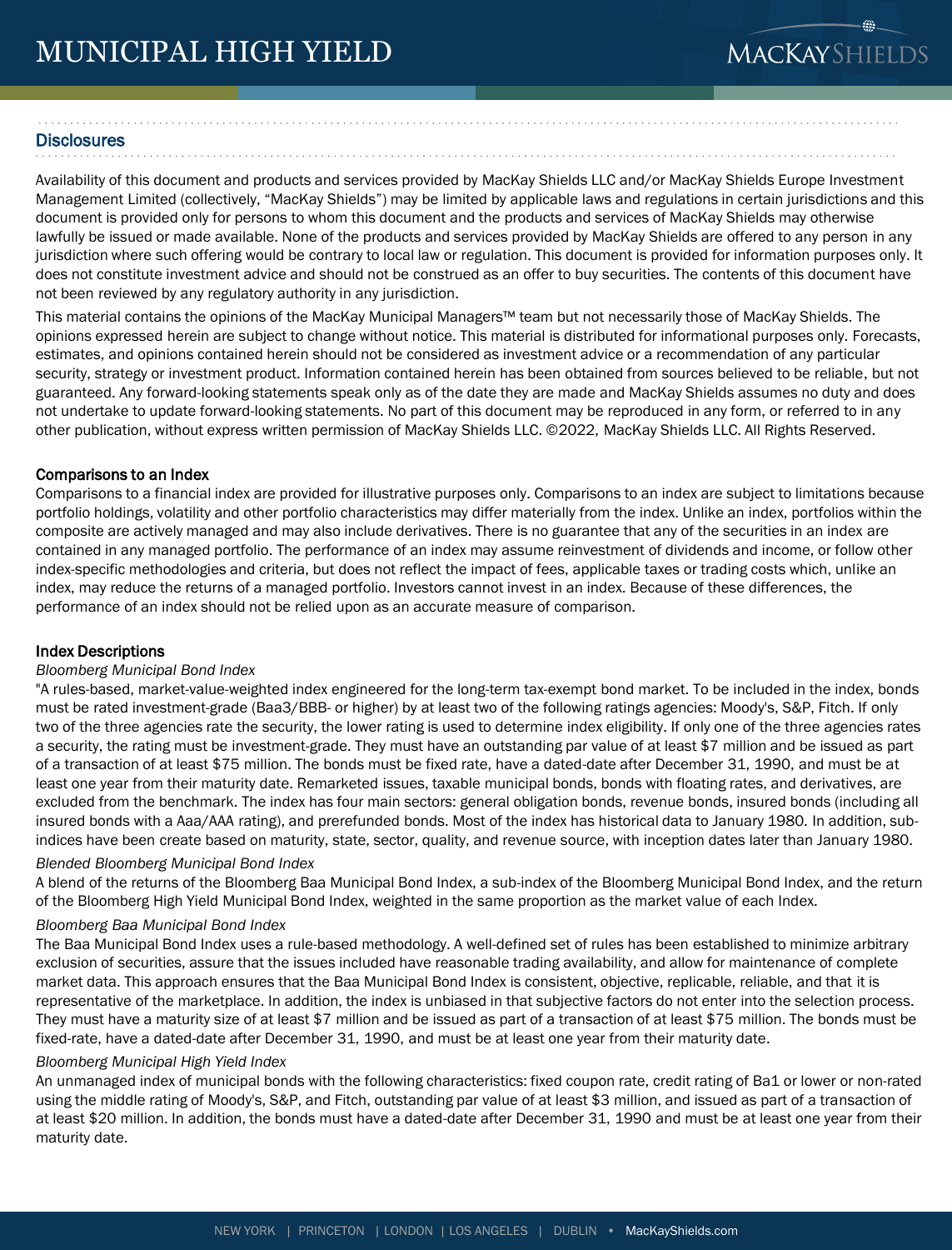## Disclosures

Availability of this document and products and services provided by MacKay Shields LLC and/or MacKay Shields Europe Investment Management Limited (collectively, "MacKay Shields") may be limited by applicable laws and regulations in certain jurisdictions and this document is provided only for persons to whom this document and the products and services of MacKay Shields may otherwise lawfully be issued or made available. None of the products and services provided by MacKay Shields are offered to any person in any jurisdiction where such offering would be contrary to local law or regulation. This document is provided for information purposes only. It does not constitute investment advice and should not be construed as an offer to buy securities. The contents of this document have not been reviewed by any regulatory authority in any jurisdiction.

This material contains the opinions of the MacKay Municipal Managers™ team but not necessarily those of MacKay Shields. The opinions expressed herein are subject to change without notice. This material is distributed for informational purposes only. Forecasts, estimates, and opinions contained herein should not be considered as investment advice or a recommendation of any particular security, strategy or investment product. Information contained herein has been obtained from sources believed to be reliable, but not guaranteed. Any forward-looking statements speak only as of the date they are made and MacKay Shields assumes no duty and does not undertake to update forward-looking statements. No part of this document may be reproduced in any form, or referred to in any other publication, without express written permission of MacKay Shields LLC. ©2022, MacKay Shields LLC. All Rights Reserved.

### Comparisons to an Index

Comparisons to a financial index are provided for illustrative purposes only. Comparisons to an index are subject to limitations because portfolio holdings, volatility and other portfolio characteristics may differ materially from the index. Unlike an index, portfolios within the composite are actively managed and may also include derivatives. There is no guarantee that any of the securities in an index are contained in any managed portfolio. The performance of an index may assume reinvestment of dividends and income, or follow other index-specific methodologies and criteria, but does not reflect the impact of fees, applicable taxes or trading costs which, unlike an index, may reduce the returns of a managed portfolio. Investors cannot invest in an index. Because of these differences, the performance of an index should not be relied upon as an accurate measure of comparison.

### Index Descriptions

*Bloomberg Municipal Bond Index*

"A rules-based, market-value-weighted index engineered for the long-term tax-exempt bond market. To be included in the index, bonds must be rated investment-grade (Baa3/BBB- or higher) by at least two of the following ratings agencies: Moody's, S&P, Fitch. If only two of the three agencies rate the security, the lower rating is used to determine index eligibility. If only one of the three agencies rates a security, the rating must be investment-grade. They must have an outstanding par value of at least $7 million and be issued as part of a transaction of at least $75 million. The bonds must be fixed rate, have a dated-date after December 31, 1990, and must be at least one year from their maturity date. Remarketed issues, taxable municipal bonds, bonds with floating rates, and derivatives, are excluded from the benchmark. The index has four main sectors: general obligation bonds, revenue bonds, insured bonds (including all insured bonds with a Aaa/AAA rating), and prerefunded bonds. Most of the index has historical data to January 1980. In addition, sub-indices have been create based on maturity, state, sector, quality, and revenue source, with inception dates later than January 1980.

*Blended Bloomberg Municipal Bond Index*

A blend of the returns of the Bloomberg Baa Municipal Bond Index, a sub-index of the Bloomberg Municipal Bond Index, and the return of the Bloomberg High Yield Municipal Bond Index, weighted in the same proportion as the market value of each Index.

*Bloomberg Baa Municipal Bond Index*

The Baa Municipal Bond Index uses a rule-based methodology. A well-defined set of rules has been established to minimize arbitrary exclusion of securities, assure that the issues included have reasonable trading availability, and allow for maintenance of complete market data. This approach ensures that the Baa Municipal Bond Index is consistent, objective, replicable, reliable, and that it is representative of the marketplace. In addition, the index is unbiased in that subjective factors do not enter into the selection process. They must have a maturity size of at least $7 million and be issued as part of a transaction of at least $75 million. The bonds must be fixed-rate, have a dated-date after December 31, 1990, and must be at least one year from their maturity date.

*Bloomberg Municipal High Yield Index*

An unmanaged index of municipal bonds with the following characteristics: fixed coupon rate, credit rating of Ba1 or lower or non-rated using the middle rating of Moody's, S&P, and Fitch, outstanding par value of at least $3 million, and issued as part of a transaction of at least $20 million. In addition, the bonds must have a dated-date after December 31, 1990 and must be at least one year from their maturity date.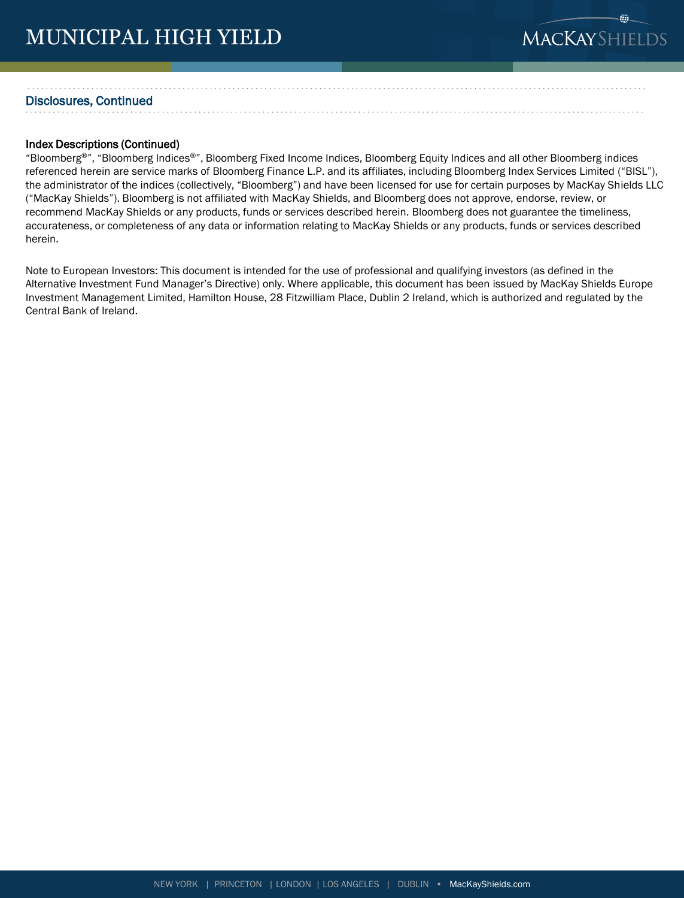## Disclosures, Continued

### Index Descriptions (Continued)

"Bloomberg®", "Bloomberg Indices®", Bloomberg Fixed Income Indices, Bloomberg Equity Indices and all other Bloomberg indices referenced herein are service marks of Bloomberg Finance L.P. and its affiliates, including Bloomberg Index Services Limited ("BISL"), the administrator of the indices (collectively, "Bloomberg") and have been licensed for use for certain purposes by MacKay Shields LLC ("MacKay Shields"). Bloomberg is not affiliated with MacKay Shields, and Bloomberg does not approve, endorse, review, or recommend MacKay Shields or any products, funds or services described herein. Bloomberg does not guarantee the timeliness, accurateness, or completeness of any data or information relating to MacKay Shields or any products, funds or services described herein.

Note to European Investors: This document is intended for the use of professional and qualifying investors (as defined in the Alternative Investment Fund Manager's Directive) only. Where applicable, this document has been issued by MacKay Shields Europe Investment Management Limited, Hamilton House, 28 Fitzwilliam Place, Dublin 2 Ireland, which is authorized and regulated by the Central Bank of Ireland.